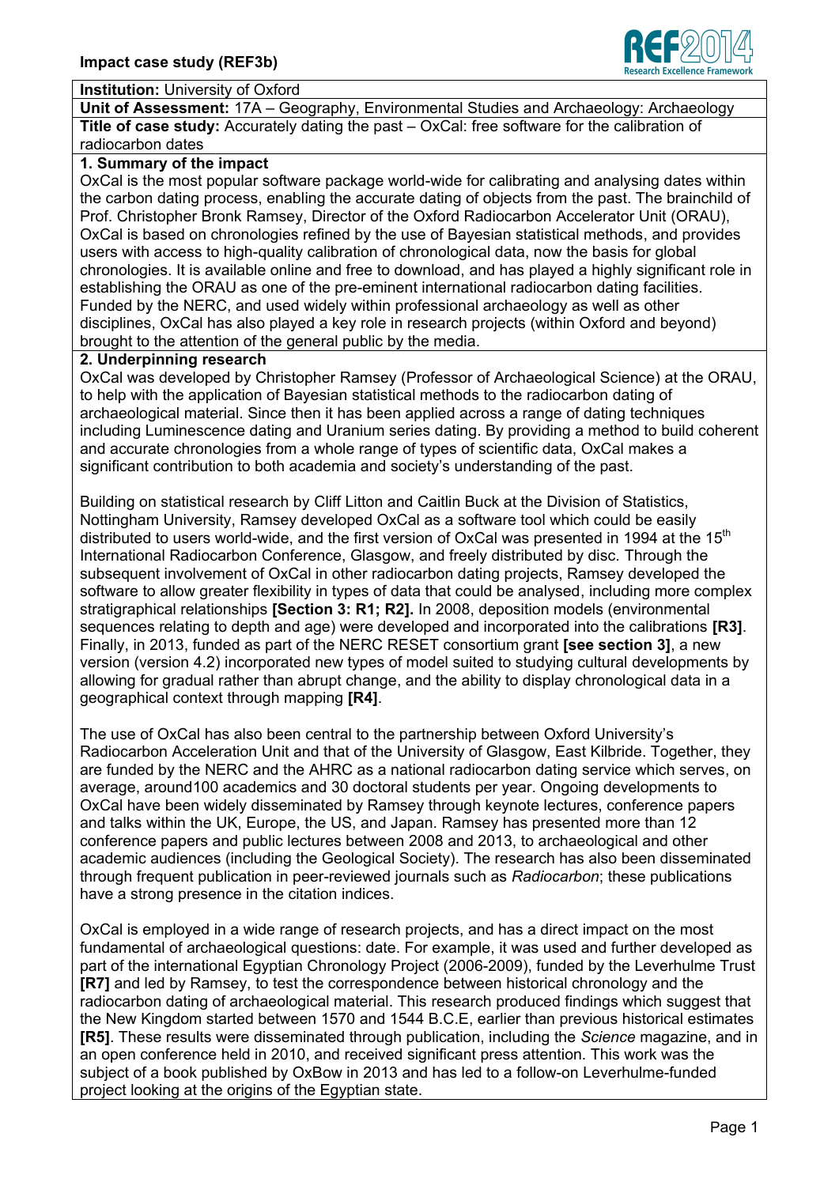**Institution:** University of Oxford

**Unit of Assessment:** 17A – Geography, Environmental Studies and Archaeology: Archaeology

**Title of case study:** Accurately dating the past – OxCal: free software for the calibration of radiocarbon dates

## 1. Summary of the impact

OxCal is the most popular software package world-wide for calibrating and analysing dates within the carbon dating process, enabling the accurate dating of objects from the past. The brainchild of Prof. Christopher Bronk Ramsey, Director of the Oxford Radiocarbon Accelerator Unit (ORAU), OxCal is based on chronologies refined by the use of Bayesian statistical methods, and provides users with access to high-quality calibration of chronological data, now the basis for global chronologies. It is available online and free to download, and has played a highly significant role in establishing the ORAU as one of the pre-eminent international radiocarbon dating facilities. Funded by the NERC, and used widely within professional archaeology as well as other disciplines, OxCal has also played a key role in research projects (within Oxford and beyond) brought to the attention of the general public by the media.

## 2. Underpinning research

OxCal was developed by Christopher Ramsey (Professor of Archaeological Science) at the ORAU, to help with the application of Bayesian statistical methods to the radiocarbon dating of archaeological material. Since then it has been applied across a range of dating techniques including Luminescence dating and Uranium series dating. By providing a method to build coherent and accurate chronologies from a whole range of types of scientific data, OxCal makes a significant contribution to both academia and society's understanding of the past.

Building on statistical research by Cliff Litton and Caitlin Buck at the Division of Statistics, Nottingham University, Ramsey developed OxCal as a software tool which could be easily distributed to users world-wide, and the first version of OxCal was presented in 1994 at the 15th International Radiocarbon Conference, Glasgow, and freely distributed by disc. Through the subsequent involvement of OxCal in other radiocarbon dating projects, Ramsey developed the software to allow greater flexibility in types of data that could be analysed, including more complex stratigraphical relationships **[Section 3: R1; R2].** In 2008, deposition models (environmental sequences relating to depth and age) were developed and incorporated into the calibrations **[R3]**. Finally, in 2013, funded as part of the NERC RESET consortium grant **[see section 3]**, a new version (version 4.2) incorporated new types of model suited to studying cultural developments by allowing for gradual rather than abrupt change, and the ability to display chronological data in a geographical context through mapping **[R4]**.

The use of OxCal has also been central to the partnership between Oxford University's Radiocarbon Acceleration Unit and that of the University of Glasgow, East Kilbride. Together, they are funded by the NERC and the AHRC as a national radiocarbon dating service which serves, on average, around100 academics and 30 doctoral students per year. Ongoing developments to OxCal have been widely disseminated by Ramsey through keynote lectures, conference papers and talks within the UK, Europe, the US, and Japan. Ramsey has presented more than 12 conference papers and public lectures between 2008 and 2013, to archaeological and other academic audiences (including the Geological Society). The research has also been disseminated through frequent publication in peer-reviewed journals such as *Radiocarbon*; these publications have a strong presence in the citation indices.

OxCal is employed in a wide range of research projects, and has a direct impact on the most fundamental of archaeological questions: date. For example, it was used and further developed as part of the international Egyptian Chronology Project (2006-2009), funded by the Leverhulme Trust **[R7]** and led by Ramsey, to test the correspondence between historical chronology and the radiocarbon dating of archaeological material. This research produced findings which suggest that the New Kingdom started between 1570 and 1544 B.C.E, earlier than previous historical estimates **[R5]**. These results were disseminated through publication, including the *Science* magazine, and in an open conference held in 2010, and received significant press attention. This work was the subject of a book published by OxBow in 2013 and has led to a follow-on Leverhulme-funded project looking at the origins of the Egyptian state.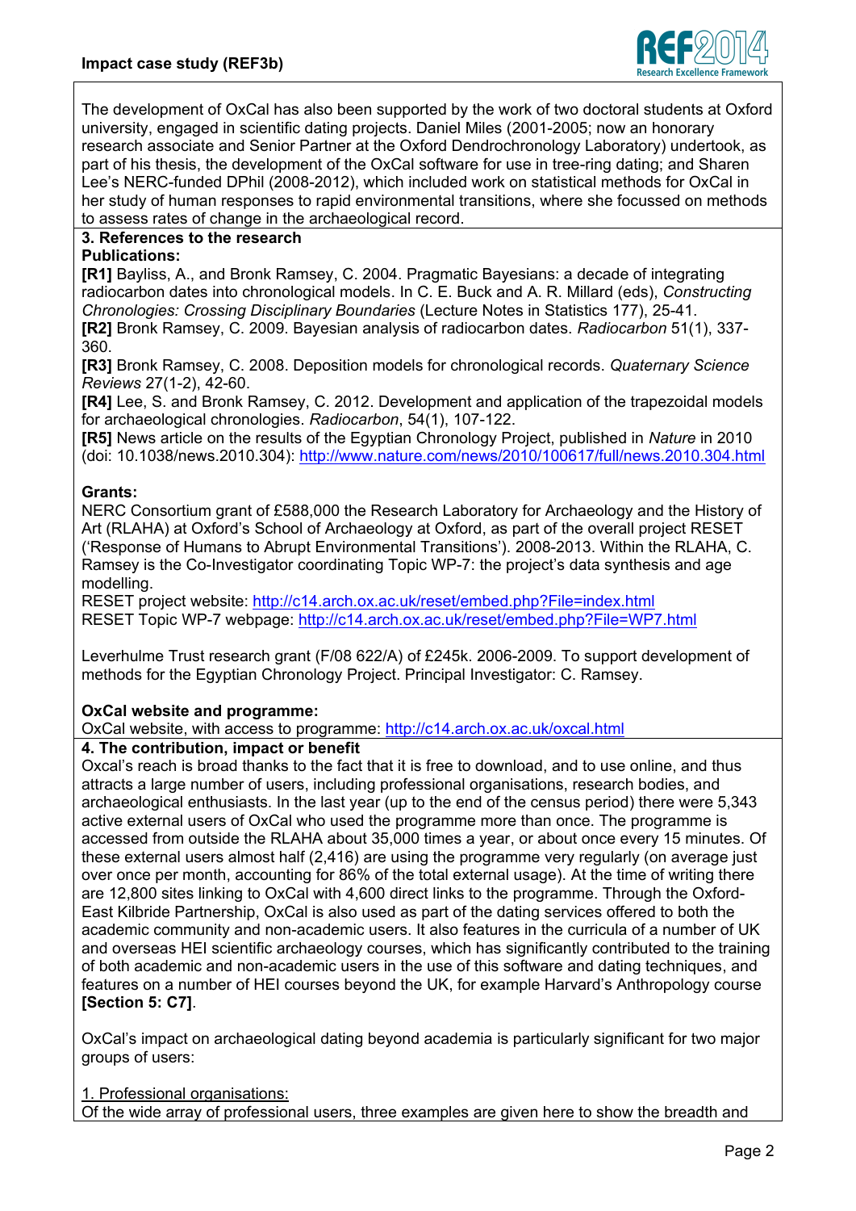The development of OxCal has also been supported by the work of two doctoral students at Oxford university, engaged in scientific dating projects. Daniel Miles (2001-2005; now an honorary research associate and Senior Partner at the Oxford Dendrochronology Laboratory) undertook, as part of his thesis, the development of the OxCal software for use in tree-ring dating; and Sharen Lee's NERC-funded DPhil (2008-2012), which included work on statistical methods for OxCal in her study of human responses to rapid environmental transitions, where she focussed on methods to assess rates of change in the archaeological record.

## 3. References to the research

**Publications:**

**[R1]** Bayliss, A., and Bronk Ramsey, C. 2004. Pragmatic Bayesians: a decade of integrating radiocarbon dates into chronological models. In C. E. Buck and A. R. Millard (eds), *Constructing Chronologies: Crossing Disciplinary Boundaries* (Lecture Notes in Statistics 177), 25-41.

**[R2]** Bronk Ramsey, C. 2009. Bayesian analysis of radiocarbon dates. *Radiocarbon* 51(1), 337-360.

**[R3]** Bronk Ramsey, C. 2008. Deposition models for chronological records. *Quaternary Science Reviews* 27(1-2), 42-60.

**[R4]** Lee, S. and Bronk Ramsey, C. 2012. Development and application of the trapezoidal models for archaeological chronologies. *Radiocarbon*, 54(1), 107-122.

**[R5]** News article on the results of the Egyptian Chronology Project, published in *Nature* in 2010 (doi: 10.1038/news.2010.304): http://www.nature.com/news/2010/100617/full/news.2010.304.html

**Grants:**

NERC Consortium grant of £588,000 the Research Laboratory for Archaeology and the History of Art (RLAHA) at Oxford's School of Archaeology at Oxford, as part of the overall project RESET ('Response of Humans to Abrupt Environmental Transitions'). 2008-2013. Within the RLAHA, C. Ramsey is the Co-Investigator coordinating Topic WP-7: the project's data synthesis and age modelling.

RESET project website: http://c14.arch.ox.ac.uk/reset/embed.php?File=index.html

RESET Topic WP-7 webpage: http://c14.arch.ox.ac.uk/reset/embed.php?File=WP7.html

Leverhulme Trust research grant (F/08 622/A) of £245k. 2006-2009. To support development of methods for the Egyptian Chronology Project. Principal Investigator: C. Ramsey.

**OxCal website and programme:**

OxCal website, with access to programme: http://c14.arch.ox.ac.uk/oxcal.html

## 4. The contribution, impact or benefit

Oxcal's reach is broad thanks to the fact that it is free to download, and to use online, and thus attracts a large number of users, including professional organisations, research bodies, and archaeological enthusiasts. In the last year (up to the end of the census period) there were 5,343 active external users of OxCal who used the programme more than once. The programme is accessed from outside the RLAHA about 35,000 times a year, or about once every 15 minutes. Of these external users almost half (2,416) are using the programme very regularly (on average just over once per month, accounting for 86% of the total external usage). At the time of writing there are 12,800 sites linking to OxCal with 4,600 direct links to the programme. Through the Oxford-East Kilbride Partnership, OxCal is also used as part of the dating services offered to both the academic community and non-academic users. It also features in the curricula of a number of UK and overseas HEI scientific archaeology courses, which has significantly contributed to the training of both academic and non-academic users in the use of this software and dating techniques, and features on a number of HEI courses beyond the UK, for example Harvard's Anthropology course **[Section 5: C7]**.

OxCal's impact on archaeological dating beyond academia is particularly significant for two major groups of users:

1. Professional organisations:

Of the wide array of professional users, three examples are given here to show the breadth and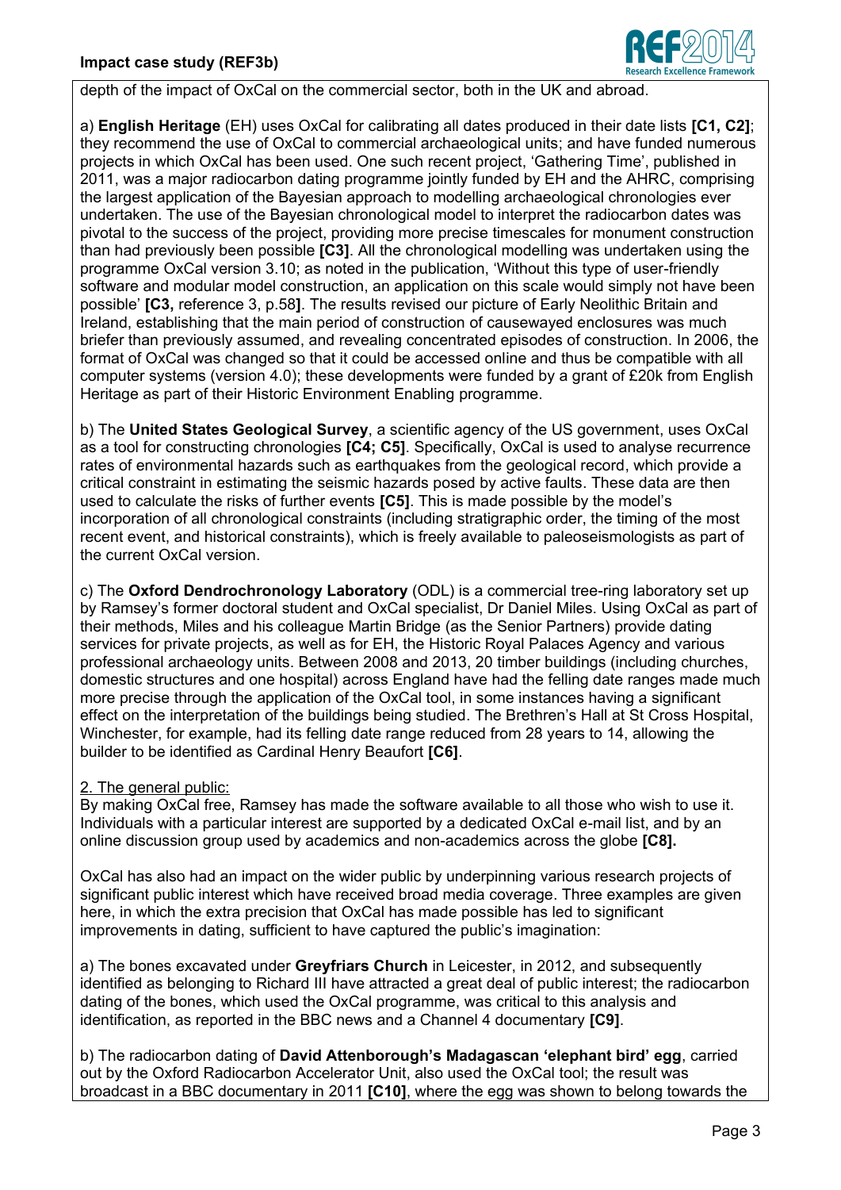depth of the impact of OxCal on the commercial sector, both in the UK and abroad.

a) **English Heritage** (EH) uses OxCal for calibrating all dates produced in their date lists **[C1, C2]**; they recommend the use of OxCal to commercial archaeological units; and have funded numerous projects in which OxCal has been used. One such recent project, 'Gathering Time', published in 2011, was a major radiocarbon dating programme jointly funded by EH and the AHRC, comprising the largest application of the Bayesian approach to modelling archaeological chronologies ever undertaken. The use of the Bayesian chronological model to interpret the radiocarbon dates was pivotal to the success of the project, providing more precise timescales for monument construction than had previously been possible **[C3]**. All the chronological modelling was undertaken using the programme OxCal version 3.10; as noted in the publication, 'Without this type of user-friendly software and modular model construction, an application on this scale would simply not have been possible' **[C3,** reference 3, p.58**]**. The results revised our picture of Early Neolithic Britain and Ireland, establishing that the main period of construction of causewayed enclosures was much briefer than previously assumed, and revealing concentrated episodes of construction. In 2006, the format of OxCal was changed so that it could be accessed online and thus be compatible with all computer systems (version 4.0); these developments were funded by a grant of £20k from English Heritage as part of their Historic Environment Enabling programme.

b) The **United States Geological Survey**, a scientific agency of the US government, uses OxCal as a tool for constructing chronologies **[C4; C5]**. Specifically, OxCal is used to analyse recurrence rates of environmental hazards such as earthquakes from the geological record, which provide a critical constraint in estimating the seismic hazards posed by active faults. These data are then used to calculate the risks of further events **[C5]**. This is made possible by the model's incorporation of all chronological constraints (including stratigraphic order, the timing of the most recent event, and historical constraints), which is freely available to paleoseismologists as part of the current OxCal version.

c) The **Oxford Dendrochronology Laboratory** (ODL) is a commercial tree-ring laboratory set up by Ramsey's former doctoral student and OxCal specialist, Dr Daniel Miles. Using OxCal as part of their methods, Miles and his colleague Martin Bridge (as the Senior Partners) provide dating services for private projects, as well as for EH, the Historic Royal Palaces Agency and various professional archaeology units. Between 2008 and 2013, 20 timber buildings (including churches, domestic structures and one hospital) across England have had the felling date ranges made much more precise through the application of the OxCal tool, in some instances having a significant effect on the interpretation of the buildings being studied. The Brethren's Hall at St Cross Hospital, Winchester, for example, had its felling date range reduced from 28 years to 14, allowing the builder to be identified as Cardinal Henry Beaufort **[C6]**.

2. The general public:

By making OxCal free, Ramsey has made the software available to all those who wish to use it. Individuals with a particular interest are supported by a dedicated OxCal e-mail list, and by an online discussion group used by academics and non-academics across the globe **[C8].**

OxCal has also had an impact on the wider public by underpinning various research projects of significant public interest which have received broad media coverage. Three examples are given here, in which the extra precision that OxCal has made possible has led to significant improvements in dating, sufficient to have captured the public's imagination:

a) The bones excavated under **Greyfriars Church** in Leicester, in 2012, and subsequently identified as belonging to Richard III have attracted a great deal of public interest; the radiocarbon dating of the bones, which used the OxCal programme, was critical to this analysis and identification, as reported in the BBC news and a Channel 4 documentary **[C9]**.

b) The radiocarbon dating of **David Attenborough's Madagascan 'elephant bird' egg**, carried out by the Oxford Radiocarbon Accelerator Unit, also used the OxCal tool; the result was broadcast in a BBC documentary in 2011 **[C10]**, where the egg was shown to belong towards the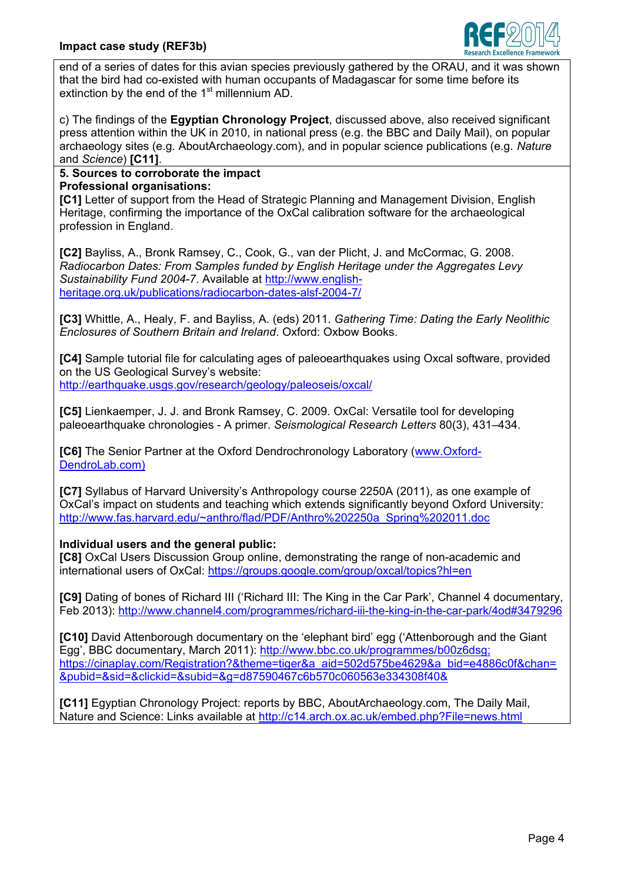end of a series of dates for this avian species previously gathered by the ORAU, and it was shown that the bird had co-existed with human occupants of Madagascar for some time before its extinction by the end of the 1st millennium AD.

c) The findings of the **Egyptian Chronology Project**, discussed above, also received significant press attention within the UK in 2010, in national press (e.g. the BBC and Daily Mail), on popular archaeology sites (e.g. AboutArchaeology.com), and in popular science publications (e.g. *Nature* and *Science*) **[C11]**.

**5. Sources to corroborate the impact**

**Professional organisations:**

**[C1]** Letter of support from the Head of Strategic Planning and Management Division, English Heritage, confirming the importance of the OxCal calibration software for the archaeological profession in England.

**[C2]** Bayliss, A., Bronk Ramsey, C., Cook, G., van der Plicht, J. and McCormac, G. 2008. *Radiocarbon Dates: From Samples funded by English Heritage under the Aggregates Levy Sustainability Fund 2004-7*. Available at http://www.english-heritage.org.uk/publications/radiocarbon-dates-alsf-2004-7/

**[C3]** Whittle, A., Healy, F. and Bayliss, A. (eds) 2011. *Gathering Time: Dating the Early Neolithic Enclosures of Southern Britain and Ireland*. Oxford: Oxbow Books.

**[C4]** Sample tutorial file for calculating ages of paleoearthquakes using Oxcal software, provided on the US Geological Survey's website: http://earthquake.usgs.gov/research/geology/paleoseis/oxcal/

**[C5]** Lienkaemper, J. J. and Bronk Ramsey, C. 2009. OxCal: Versatile tool for developing paleoearthquake chronologies - A primer. *Seismological Research Letters* 80(3), 431–434.

**[C6]** The Senior Partner at the Oxford Dendrochronology Laboratory (www.Oxford-DendroLab.com)

**[C7]** Syllabus of Harvard University's Anthropology course 2250A (2011), as one example of OxCal's impact on students and teaching which extends significantly beyond Oxford University: http://www.fas.harvard.edu/~anthro/flad/PDF/Anthro%202250a_Spring%202011.doc

**Individual users and the general public:**

**[C8]** OxCal Users Discussion Group online, demonstrating the range of non-academic and international users of OxCal: https://groups.google.com/group/oxcal/topics?hl=en

**[C9]** Dating of bones of Richard III ('Richard III: The King in the Car Park', Channel 4 documentary, Feb 2013): http://www.channel4.com/programmes/richard-iii-the-king-in-the-car-park/4od#3479296

**[C10]** David Attenborough documentary on the 'elephant bird' egg ('Attenborough and the Giant Egg', BBC documentary, March 2011): http://www.bbc.co.uk/programmes/b00z6dsg; https://cinaplay.com/Registration?&theme=tiger&a_aid=502d575be4629&a_bid=e4886c0f&chan=&pubid=&sid=&clickid=&subid=&g=d87590467c6b570c060563e334308f40&

**[C11]** Egyptian Chronology Project: reports by BBC, AboutArchaeology.com, The Daily Mail, Nature and Science: Links available at http://c14.arch.ox.ac.uk/embed.php?File=news.html